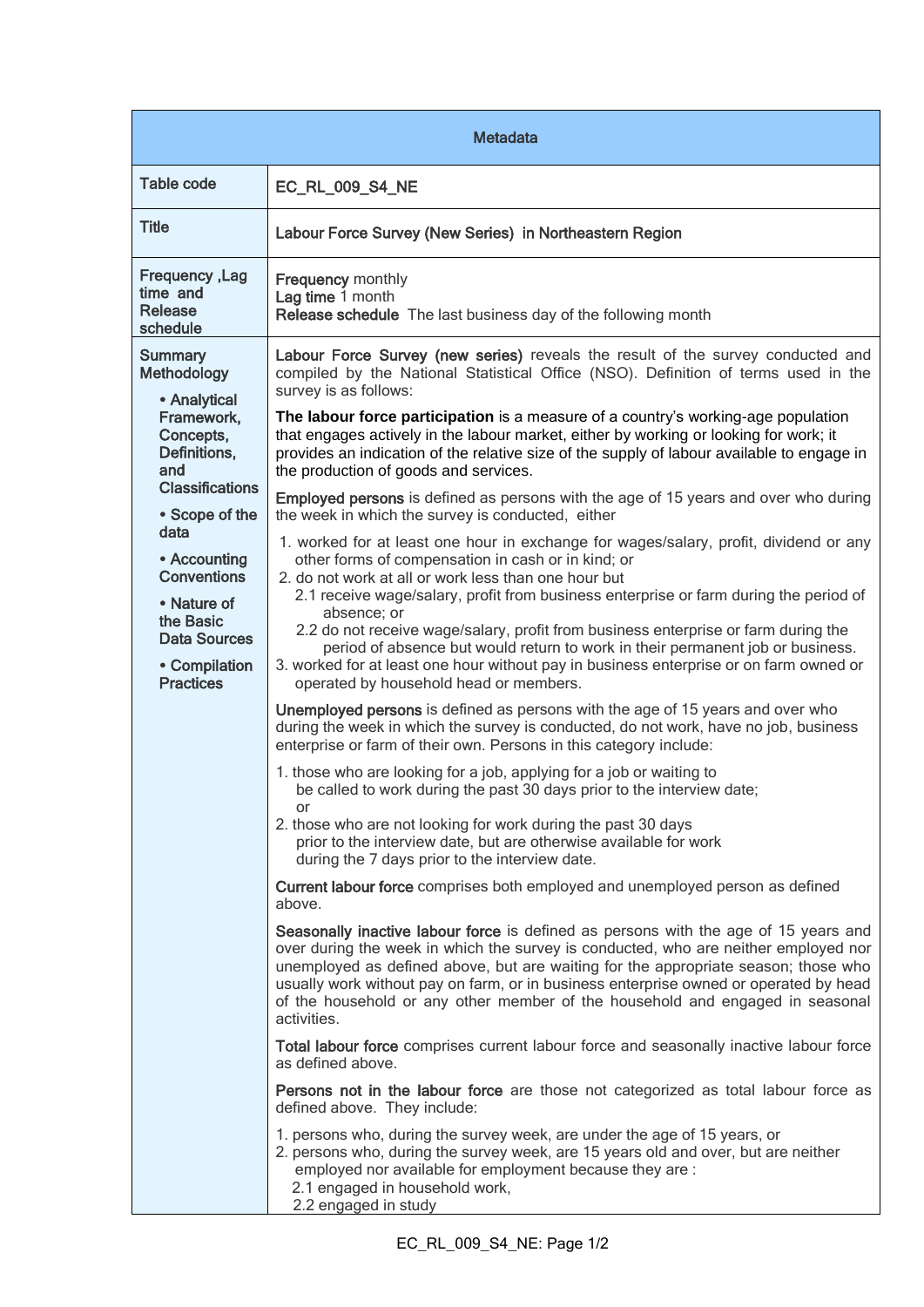| Metadata | |
|---|---|
| Table code | **EC_RL_009_S4_NE** |
| Title | **Labour Force Survey (New Series) in Northeastern Region** |
| Frequency ,Lag time and Release schedule | **Frequency** monthly<br>**Lag time** 1 month<br>**Release schedule** The last business day of the following month |
| Summary Methodology<br>• Analytical Framework, Concepts, Definitions, and Classifications<br>• Scope of the data<br>• Accounting Conventions<br>• Nature of the Basic Data Sources<br>• Compilation Practices | **Labour Force Survey (new series)** reveals the result of the survey conducted and compiled by the National Statistical Office (NSO). Definition of terms used in the survey is as follows:<br><br>**The labour force participation** is a measure of a country's working-age population that engages actively in the labour market, either by working or looking for work; it provides an indication of the relative size of the supply of labour available to engage in the production of goods and services.<br><br>**Employed persons** is defined as persons with the age of 15 years and over who during the week in which the survey is conducted, either<br>1. worked for at least one hour in exchange for wages/salary, profit, dividend or any other forms of compensation in cash or in kind; or<br>2. do not work at all or work less than one hour but<br>2.1 receive wage/salary, profit from business enterprise or farm during the period of absence; or<br>2.2 do not receive wage/salary, profit from business enterprise or farm during the period of absence but would return to work in their permanent job or business.<br>3. worked for at least one hour without pay in business enterprise or on farm owned or operated by household head or members.<br><br>**Unemployed persons** is defined as persons with the age of 15 years and over who during the week in which the survey is conducted, do not work, have no job, business enterprise or farm of their own. Persons in this category include:<br>1. those who are looking for a job, applying for a job or waiting to be called to work during the past 30 days prior to the interview date; or<br>2. those who are not looking for work during the past 30 days prior to the interview date, but are otherwise available for work during the 7 days prior to the interview date.<br><br>**Current labour force** comprises both employed and unemployed person as defined above.<br><br>**Seasonally inactive labour force** is defined as persons with the age of 15 years and over during the week in which the survey is conducted, who are neither employed nor unemployed as defined above, but are waiting for the appropriate season; those who usually work without pay on farm, or in business enterprise owned or operated by head of the household or any other member of the household and engaged in seasonal activities.<br><br>**Total labour force** comprises current labour force and seasonally inactive labour force as defined above.<br><br>**Persons not in the labour force** are those not categorized as total labour force as defined above. They include:<br>1. persons who, during the survey week, are under the age of 15 years, or<br>2. persons who, during the survey week, are 15 years old and over, but are neither employed nor available for employment because they are :<br>2.1 engaged in household work,<br>2.2 engaged in study |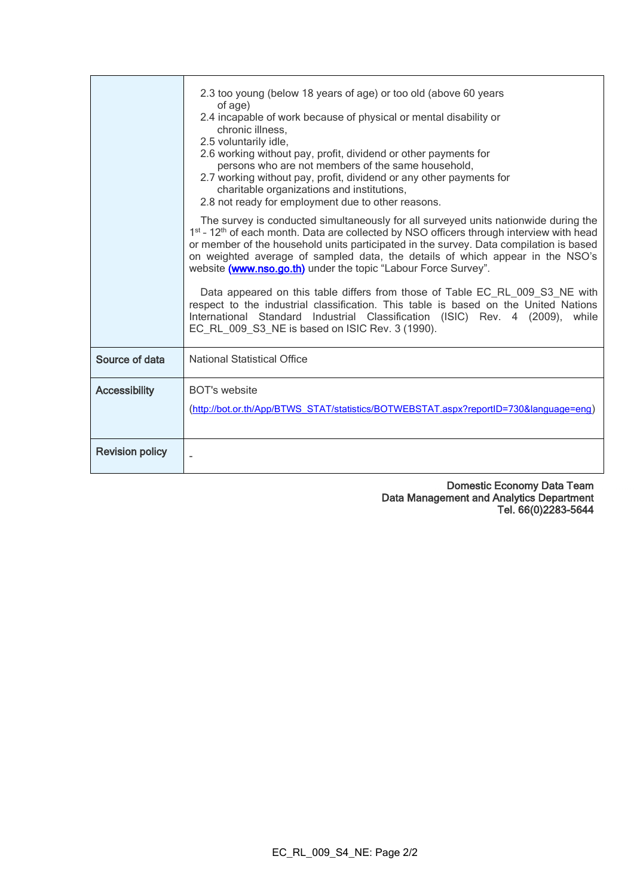| | |
|---|---|
| | 2.3 too young (below 18 years of age) or too old (above 60 years of age)<br>2.4 incapable of work because of physical or mental disability or chronic illness,<br>2.5 voluntarily idle,<br>2.6 working without pay, profit, dividend or other payments for persons who are not members of the same household,<br>2.7 working without pay, profit, dividend or any other payments for charitable organizations and institutions,<br>2.8 not ready for employment due to other reasons.<br><br>The survey is conducted simultaneously for all surveyed units nationwide during the 1st – 12th of each month. Data are collected by NSO officers through interview with head or member of the household units participated in the survey. Data compilation is based on weighted average of sampled data, the details of which appear in the NSO's website **(www.nso.go.th)** under the topic "Labour Force Survey".<br><br>Data appeared on this table differs from those of Table EC_RL_009_S3_NE with respect to the industrial classification. This table is based on the United Nations International Standard Industrial Classification (ISIC) Rev. 4 (2009), while EC_RL_009_S3_NE is based on ISIC Rev. 3 (1990). |
| **Source of data** | National Statistical Office |
| **Accessibility** | BOT's website<br>(http://bot.or.th/App/BTWS_STAT/statistics/BOTWEBSTAT.aspx?reportID=730&language=eng) |
| **Revision policy** | - |

**Domestic Economy Data Team**
**Data Management and Analytics Department**
**Tel. 66(0)2283-5644**